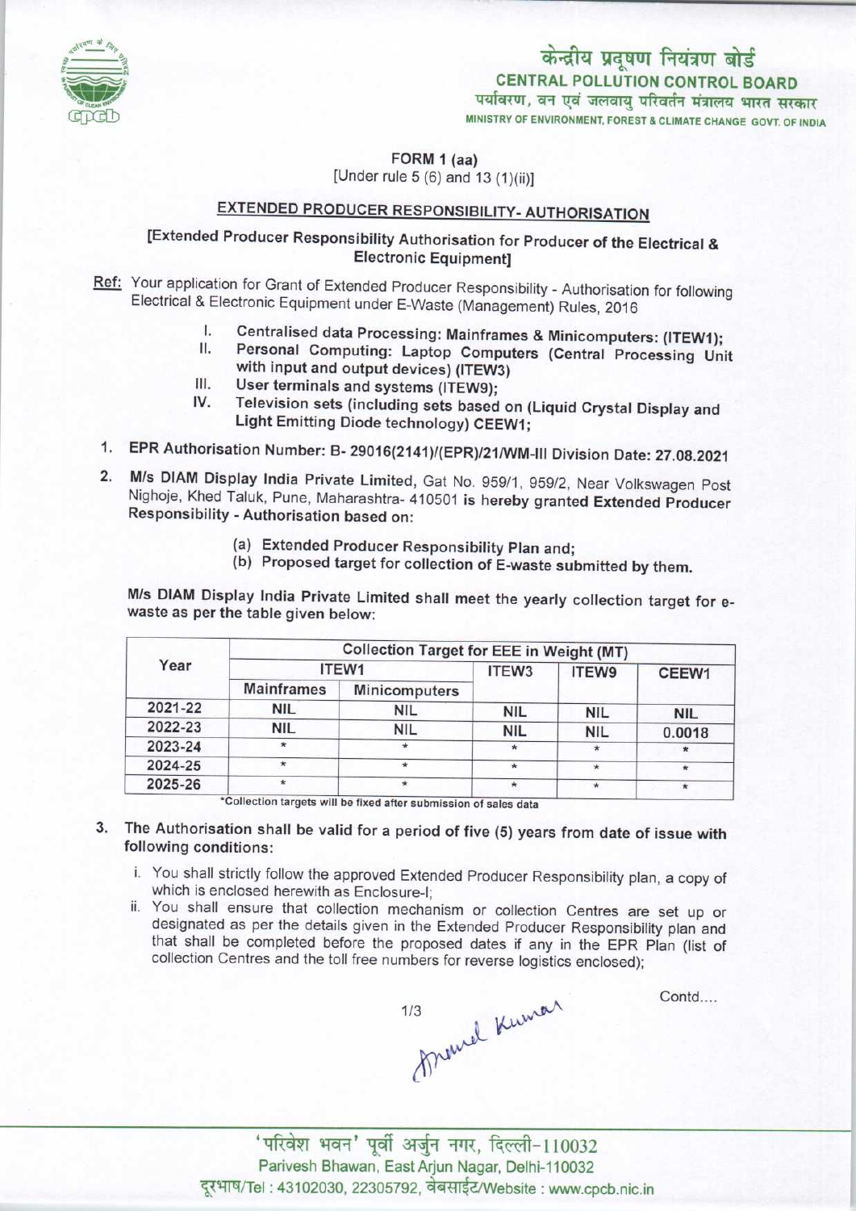केन्द्रीय प्रदूषण नियंत्रण बोर्ड
**CENTRAL POLLUTION CONTROL BOARD**
पर्यावरण, वन एवं जलवायु परिवर्तन मंत्रालय भारत सरकार
MINISTRY OF ENVIRONMENT, FOREST & CLIMATE CHANGE GOVT. OF INDIA

**FORM 1 (aa)**
[Under rule 5 (6) and 13 (1)(ii)]

## EXTENDED PRODUCER RESPONSIBILITY- AUTHORISATION

**[Extended Producer Responsibility Authorisation for Producer of the Electrical & Electronic Equipment]**

Ref: Your application for Grant of Extended Producer Responsibility - Authorisation for following Electrical & Electronic Equipment under E-Waste (Management) Rules, 2016

I. **Centralised data Processing: Mainframes & Minicomputers: (ITEW1);**
II. **Personal Computing: Laptop Computers (Central Processing Unit with input and output devices) (ITEW3)**
III. **User terminals and systems (ITEW9);**
IV. **Television sets (including sets based on (Liquid Crystal Display and Light Emitting Diode technology) CEEW1;**

1. **EPR Authorisation Number: B- 29016(2141)/(EPR)/21/WM-III Division Date: 27.08.2021**

2. **M/s DIAM Display India Private Limited,** Gat No. 959/1, 959/2, Near Volkswagen Post Nighoje, Khed Taluk, Pune, Maharashtra- 410501 **is hereby granted Extended Producer Responsibility - Authorisation based on:**

   (a) **Extended Producer Responsibility Plan and;**
   (b) **Proposed target for collection of E-waste submitted by them.**

**M/s DIAM Display India Private Limited shall meet the yearly collection target for e-waste as per the table given below:**

| Year | Collection Target for EEE in Weight (MT) | | | | |
|---|---|---|---|---|---|
| | ITEW1 | | ITEW3 | ITEW9 | CEEW1 |
| | Mainframes | Minicomputers | | | |
| 2021-22 | NIL | NIL | NIL | NIL | NIL |
| 2022-23 | NIL | NIL | NIL | NIL | 0.0018 |
| 2023-24 | * | * | * | * | * |
| 2024-25 | * | * | * | * | * |
| 2025-26 | * | * | * | * | * |

*Collection targets will be fixed after submission of sales data

3. **The Authorisation shall be valid for a period of five (5) years from date of issue with following conditions:**

   i. You shall strictly follow the approved Extended Producer Responsibility plan, a copy of which is enclosed herewith as Enclosure-I;
   ii. You shall ensure that collection mechanism or collection Centres are set up or designated as per the details given in the Extended Producer Responsibility plan and that shall be completed before the proposed dates if any in the EPR Plan (list of collection Centres and the toll free numbers for reverse logistics enclosed);

Contd....

'परिवेश भवन' पूर्वी अर्जुन नगर, दिल्ली-110032
Parivesh Bhawan, East Arjun Nagar, Delhi-110032
दूरभाष/Tel : 43102030, 22305792, वेबसाईट/Website : www.cpcb.nic.in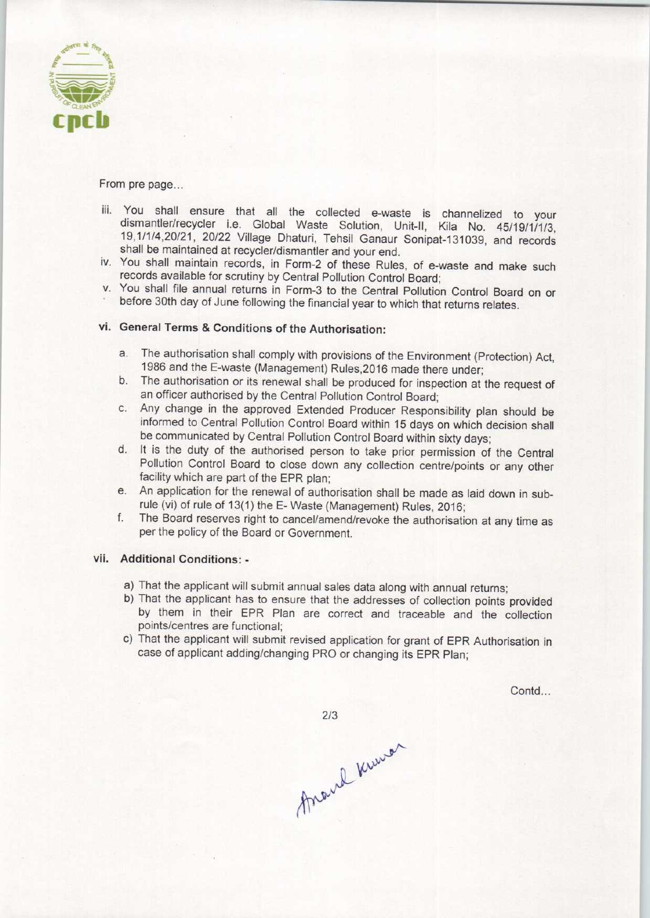From pre page...

iii. You shall ensure that all the collected e-waste is channelized to your dismantler/recycler i.e. Global Waste Solution, Unit-II, Kila No. 45/19/1/1/3, 19,1/1/4,20/21, 20/22 Village Dhaturi, Tehsil Ganaur Sonipat-131039, and records shall be maintained at recycler/dismantler and your end.
iv. You shall maintain records, in Form-2 of these Rules, of e-waste and make such records available for scrutiny by Central Pollution Control Board;
v. You shall file annual returns in Form-3 to the Central Pollution Control Board on or before 30th day of June following the financial year to which that returns relates.

## vi. General Terms & Conditions of the Authorisation:

a. The authorisation shall comply with provisions of the Environment (Protection) Act, 1986 and the E-waste (Management) Rules,2016 made there under;
b. The authorisation or its renewal shall be produced for inspection at the request of an officer authorised by the Central Pollution Control Board;
c. Any change in the approved Extended Producer Responsibility plan should be informed to Central Pollution Control Board within 15 days on which decision shall be communicated by Central Pollution Control Board within sixty days;
d. It is the duty of the authorised person to take prior permission of the Central Pollution Control Board to close down any collection centre/points or any other facility which are part of the EPR plan;
e. An application for the renewal of authorisation shall be made as laid down in sub-rule (vi) of rule of 13(1) the E- Waste (Management) Rules, 2016;
f. The Board reserves right to cancel/amend/revoke the authorisation at any time as per the policy of the Board or Government.

## vii. Additional Conditions: -

a) That the applicant will submit annual sales data along with annual returns;
b) That the applicant has to ensure that the addresses of collection points provided by them in their EPR Plan are correct and traceable and the collection points/centres are functional;
c) That the applicant will submit revised application for grant of EPR Authorisation in case of applicant adding/changing PRO or changing its EPR Plan;

Contd...

Anand Kumar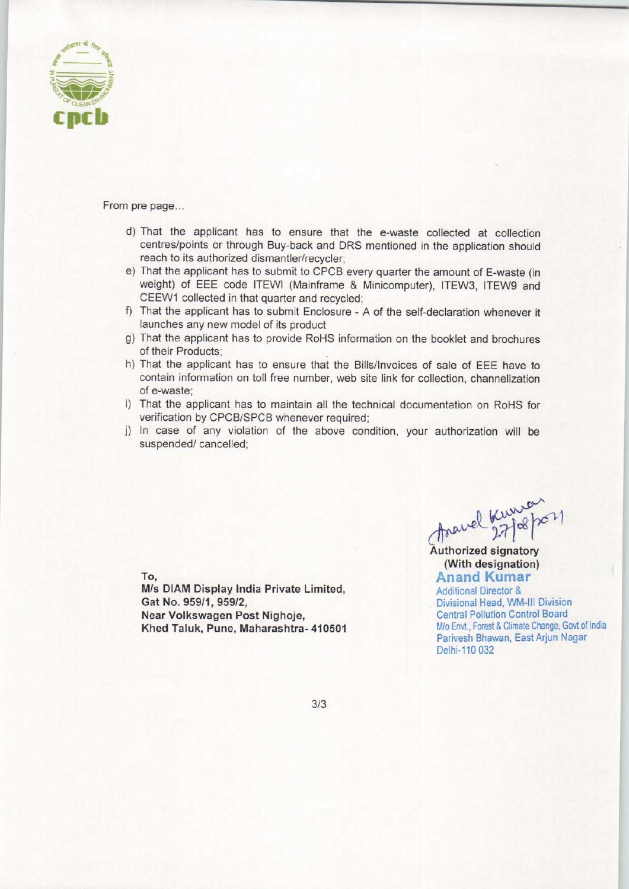From pre page...

d) That the applicant has to ensure that the e-waste collected at collection centres/points or through Buy-back and DRS mentioned in the application should reach to its authorized dismantler/recycler;
e) That the applicant has to submit to CPCB every quarter the amount of E-waste (in weight) of EEE code ITEWI (Mainframe & Minicomputer), ITEW3, ITEW9 and CEEW1 collected in that quarter and recycled;
f) That the applicant has to submit Enclosure - A of the self-declaration whenever it launches any new model of its product
g) That the applicant has to provide RoHS information on the booklet and brochures of their Products;
h) That the applicant has to ensure that the Bills/Invoices of sale of EEE have to contain information on toll free number, web site link for collection, channelization of e-waste;
i) That the applicant has to maintain all the technical documentation on RoHS for verification by CPCB/SPCB whenever required;
j) In case of any violation of the above condition, your authorization will be suspended/ cancelled;

Anand Kumar 27/08/2021

**Authorized signatory**
**(With designation)**

**Anand Kumar**
Additional Director &
Divisional Head, WM-III Division
Central Pollution Control Board
M/o Envt., Forest & Climate Change, Govt.of India
Parivesh Bhawan, East Arjun Nagar
Delhi-110 032

To,
**M/s DIAM Display India Private Limited,**
**Gat No. 959/1, 959/2,**
**Near Volkswagen Post Nighoje,**
**Khed Taluk, Pune, Maharashtra- 410501**